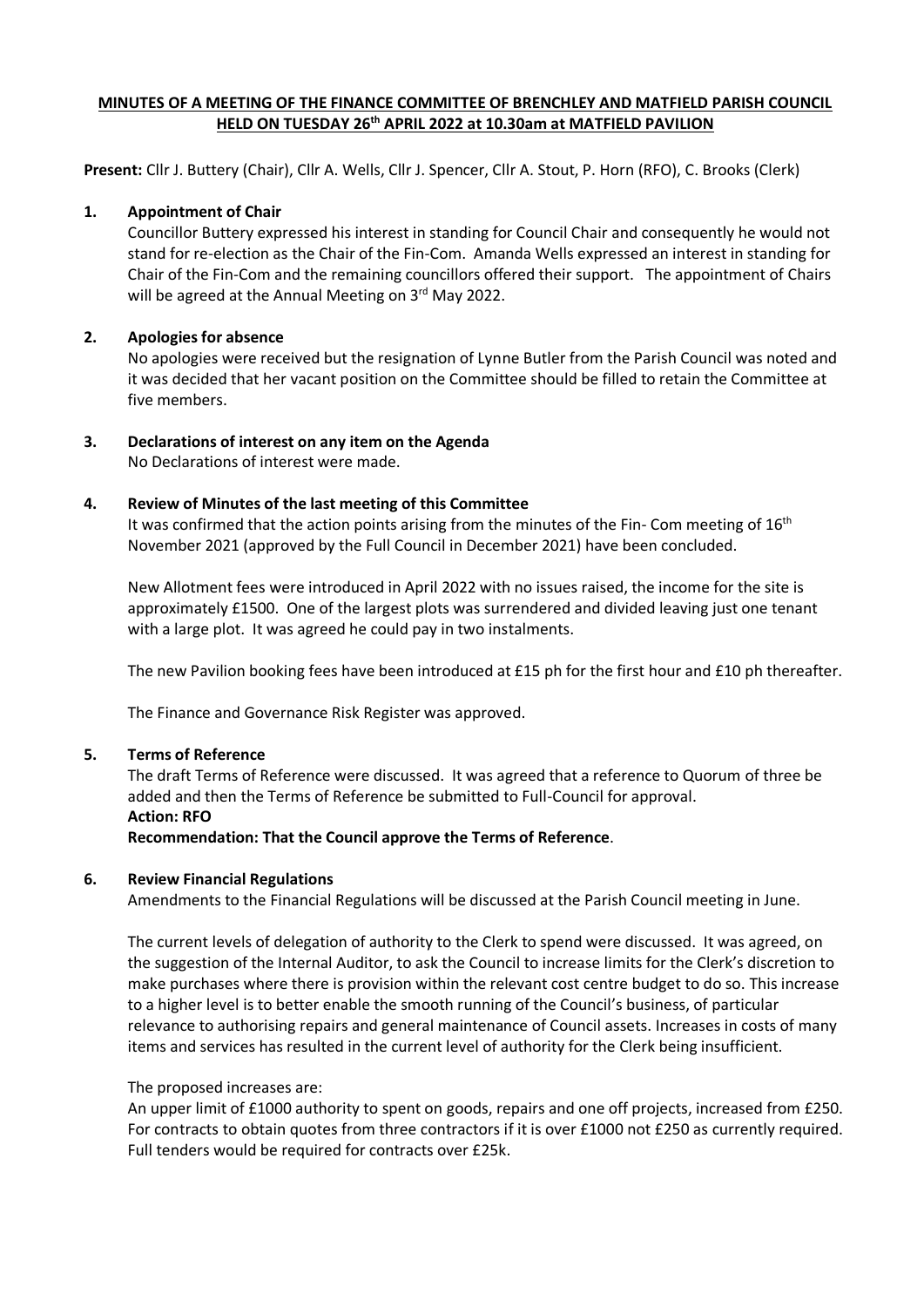**MINUTES OF A MEETING OF THE FINANCE COMMITTEE OF BRENCHLEY AND MATFIELD PARISH COUNCIL HELD ON TUESDAY 26th APRIL 2022 at 10.30am at MATFIELD PAVILION**

**Present:** Cllr J. Buttery (Chair), Cllr A. Wells, Cllr J. Spencer, Cllr A. Stout, P. Horn (RFO), C. Brooks (Clerk)

**1. Appointment of Chair**

Councillor Buttery expressed his interest in standing for Council Chair and consequently he would not stand for re-election as the Chair of the Fin-Com. Amanda Wells expressed an interest in standing for Chair of the Fin-Com and the remaining councillors offered their support. The appointment of Chairs will be agreed at the Annual Meeting on 3rd May 2022.

**2. Apologies for absence**

No apologies were received but the resignation of Lynne Butler from the Parish Council was noted and it was decided that her vacant position on the Committee should be filled to retain the Committee at five members.

**3. Declarations of interest on any item on the Agenda**

No Declarations of interest were made.

**4. Review of Minutes of the last meeting of this Committee**

It was confirmed that the action points arising from the minutes of the Fin- Com meeting of 16th November 2021 (approved by the Full Council in December 2021) have been concluded.

New Allotment fees were introduced in April 2022 with no issues raised, the income for the site is approximately £1500. One of the largest plots was surrendered and divided leaving just one tenant with a large plot. It was agreed he could pay in two instalments.

The new Pavilion booking fees have been introduced at £15 ph for the first hour and £10 ph thereafter.

The Finance and Governance Risk Register was approved.

**5. Terms of Reference**

The draft Terms of Reference were discussed. It was agreed that a reference to Quorum of three be added and then the Terms of Reference be submitted to Full-Council for approval.

**Action: RFO**

**Recommendation: That the Council approve the Terms of Reference**.

**6. Review Financial Regulations**

Amendments to the Financial Regulations will be discussed at the Parish Council meeting in June.

The current levels of delegation of authority to the Clerk to spend were discussed. It was agreed, on the suggestion of the Internal Auditor, to ask the Council to increase limits for the Clerk's discretion to make purchases where there is provision within the relevant cost centre budget to do so. This increase to a higher level is to better enable the smooth running of the Council's business, of particular relevance to authorising repairs and general maintenance of Council assets. Increases in costs of many items and services has resulted in the current level of authority for the Clerk being insufficient.

The proposed increases are:

An upper limit of £1000 authority to spent on goods, repairs and one off projects, increased from £250.
For contracts to obtain quotes from three contractors if it is over £1000 not £250 as currently required.
Full tenders would be required for contracts over £25k.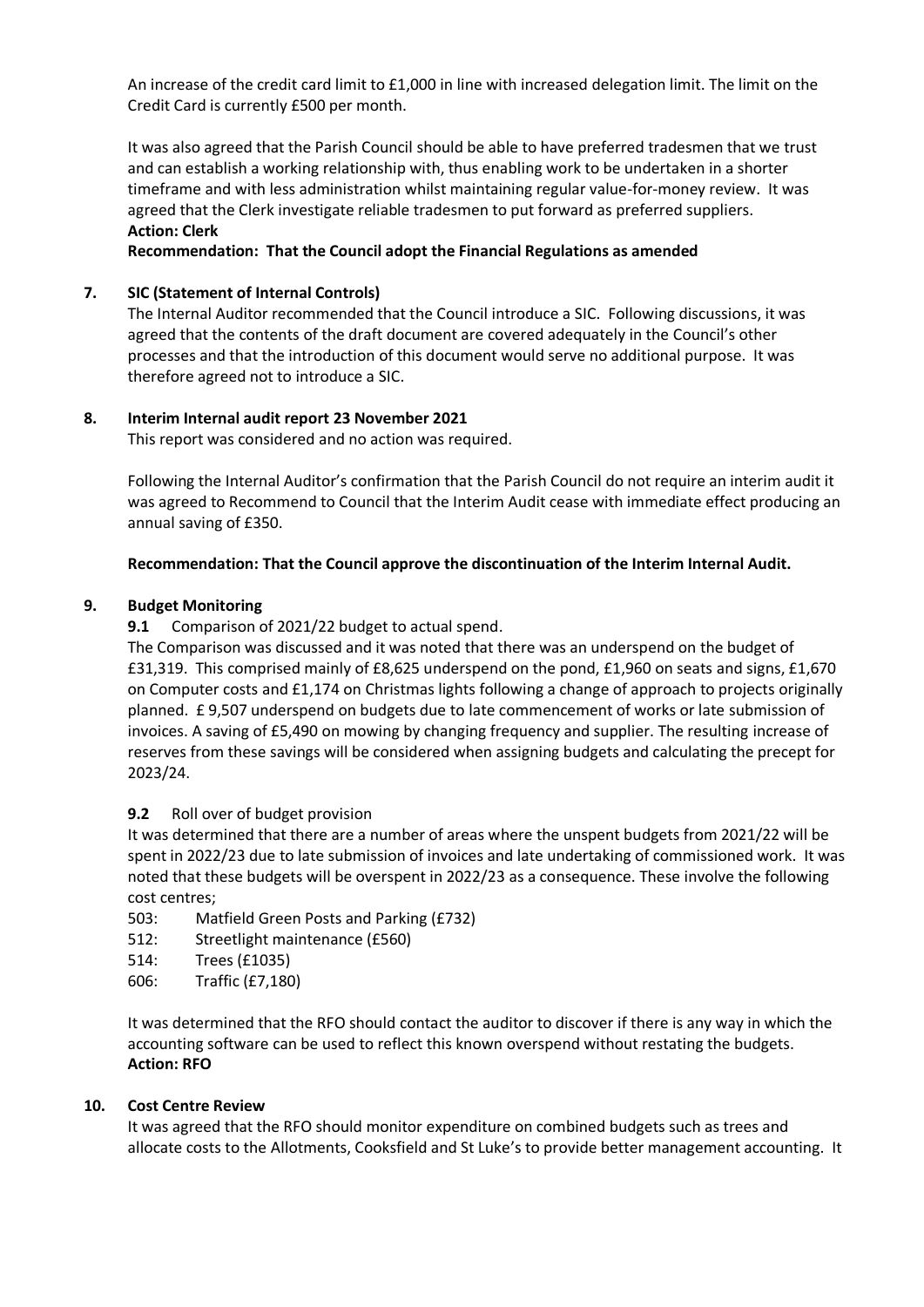An increase of the credit card limit to £1,000 in line with increased delegation limit. The limit on the Credit Card is currently £500 per month.

It was also agreed that the Parish Council should be able to have preferred tradesmen that we trust and can establish a working relationship with, thus enabling work to be undertaken in a shorter timeframe and with less administration whilst maintaining regular value-for-money review. It was agreed that the Clerk investigate reliable tradesmen to put forward as preferred suppliers.
**Action: Clerk**

**Recommendation: That the Council adopt the Financial Regulations as amended**

**7. SIC (Statement of Internal Controls)**

The Internal Auditor recommended that the Council introduce a SIC. Following discussions, it was agreed that the contents of the draft document are covered adequately in the Council's other processes and that the introduction of this document would serve no additional purpose. It was therefore agreed not to introduce a SIC.

**8. Interim Internal audit report 23 November 2021**

This report was considered and no action was required.

Following the Internal Auditor's confirmation that the Parish Council do not require an interim audit it was agreed to Recommend to Council that the Interim Audit cease with immediate effect producing an annual saving of £350.

**Recommendation: That the Council approve the discontinuation of the Interim Internal Audit.**

**9. Budget Monitoring**

**9.1** Comparison of 2021/22 budget to actual spend.

The Comparison was discussed and it was noted that there was an underspend on the budget of £31,319. This comprised mainly of £8,625 underspend on the pond, £1,960 on seats and signs, £1,670 on Computer costs and £1,174 on Christmas lights following a change of approach to projects originally planned. £ 9,507 underspend on budgets due to late commencement of works or late submission of invoices. A saving of £5,490 on mowing by changing frequency and supplier. The resulting increase of reserves from these savings will be considered when assigning budgets and calculating the precept for 2023/24.

**9.2** Roll over of budget provision

It was determined that there are a number of areas where the unspent budgets from 2021/22 will be spent in 2022/23 due to late submission of invoices and late undertaking of commissioned work. It was noted that these budgets will be overspent in 2022/23 as a consequence. These involve the following cost centres;

503: Matfield Green Posts and Parking (£732)
512: Streetlight maintenance (£560)
514: Trees (£1035)
606: Traffic (£7,180)

It was determined that the RFO should contact the auditor to discover if there is any way in which the accounting software can be used to reflect this known overspend without restating the budgets.
**Action: RFO**

**10. Cost Centre Review**

It was agreed that the RFO should monitor expenditure on combined budgets such as trees and allocate costs to the Allotments, Cooksfield and St Luke's to provide better management accounting. It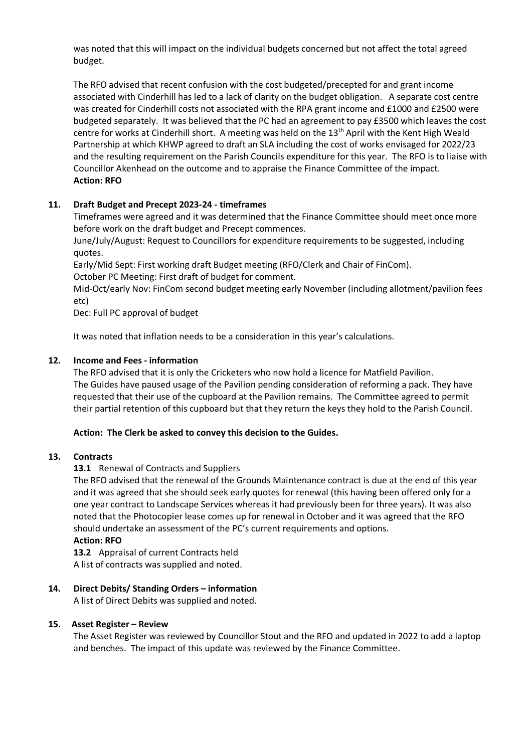was noted that this will impact on the individual budgets concerned but not affect the total agreed budget.

The RFO advised that recent confusion with the cost budgeted/precepted for and grant income associated with Cinderhill has led to a lack of clarity on the budget obligation. A separate cost centre was created for Cinderhill costs not associated with the RPA grant income and £1000 and £2500 were budgeted separately. It was believed that the PC had an agreement to pay £3500 which leaves the cost centre for works at Cinderhill short. A meeting was held on the 13th April with the Kent High Weald Partnership at which KHWP agreed to draft an SLA including the cost of works envisaged for 2022/23 and the resulting requirement on the Parish Councils expenditure for this year. The RFO is to liaise with Councillor Akenhead on the outcome and to appraise the Finance Committee of the impact.
**Action: RFO**

**11. Draft Budget and Precept 2023-24 - timeframes**

Timeframes were agreed and it was determined that the Finance Committee should meet once more before work on the draft budget and Precept commences.
June/July/August: Request to Councillors for expenditure requirements to be suggested, including quotes.
Early/Mid Sept: First working draft Budget meeting (RFO/Clerk and Chair of FinCom).
October PC Meeting: First draft of budget for comment.
Mid-Oct/early Nov: FinCom second budget meeting early November (including allotment/pavilion fees etc)
Dec: Full PC approval of budget

It was noted that inflation needs to be a consideration in this year's calculations.

**12. Income and Fees - information**

The RFO advised that it is only the Cricketers who now hold a licence for Matfield Pavilion.
The Guides have paused usage of the Pavilion pending consideration of reforming a pack. They have requested that their use of the cupboard at the Pavilion remains. The Committee agreed to permit their partial retention of this cupboard but that they return the keys they hold to the Parish Council.

**Action: The Clerk be asked to convey this decision to the Guides.**

**13. Contracts**

**13.1** Renewal of Contracts and Suppliers

The RFO advised that the renewal of the Grounds Maintenance contract is due at the end of this year and it was agreed that she should seek early quotes for renewal (this having been offered only for a one year contract to Landscape Services whereas it had previously been for three years). It was also noted that the Photocopier lease comes up for renewal in October and it was agreed that the RFO should undertake an assessment of the PC's current requirements and options.
**Action: RFO**

**13.2** Appraisal of current Contracts held
A list of contracts was supplied and noted.

**14. Direct Debits/ Standing Orders – information**

A list of Direct Debits was supplied and noted.

**15. Asset Register – Review**

The Asset Register was reviewed by Councillor Stout and the RFO and updated in 2022 to add a laptop and benches. The impact of this update was reviewed by the Finance Committee.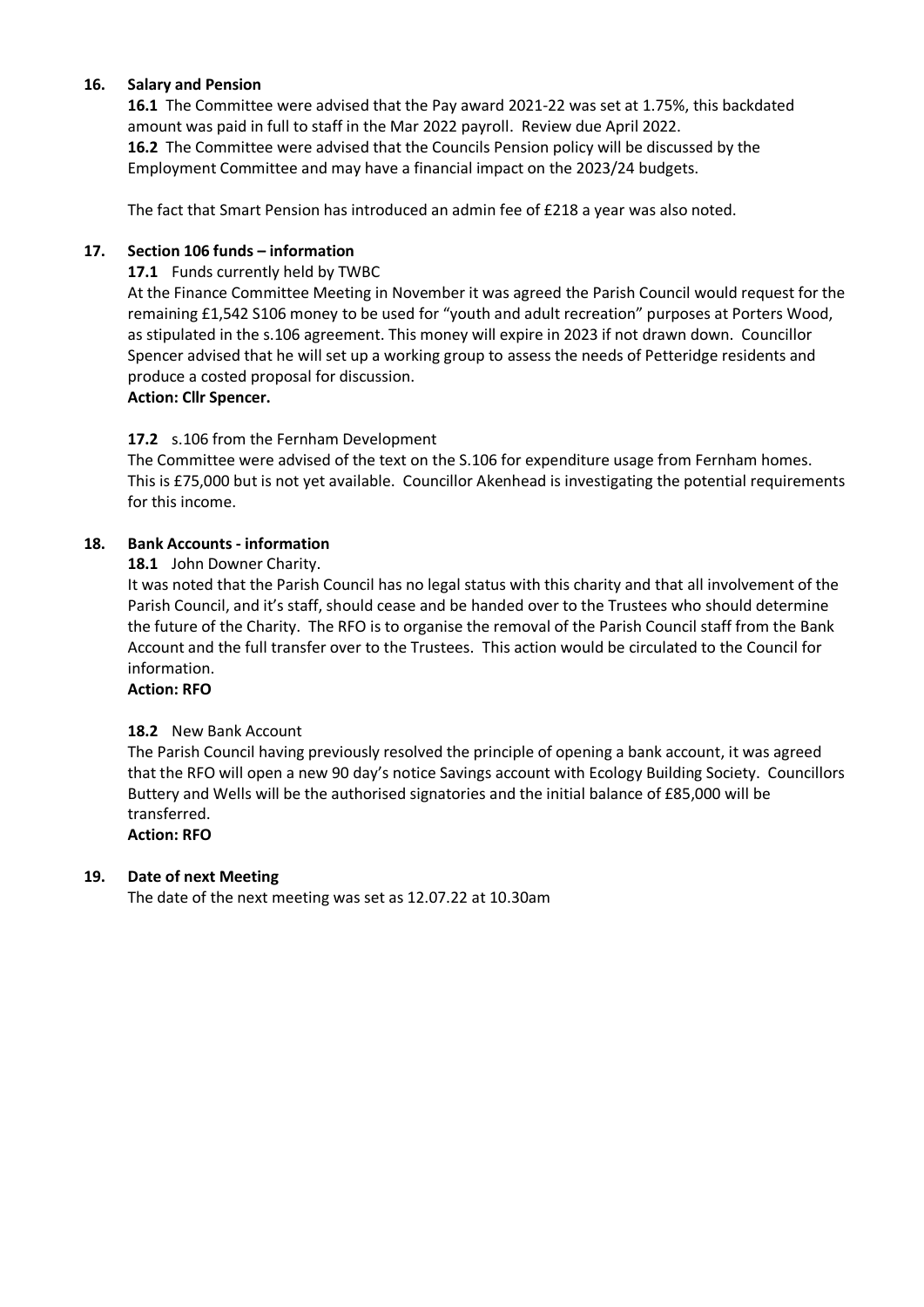**16. Salary and Pension**

**16.1** The Committee were advised that the Pay award 2021-22 was set at 1.75%, this backdated amount was paid in full to staff in the Mar 2022 payroll. Review due April 2022.

**16.2** The Committee were advised that the Councils Pension policy will be discussed by the Employment Committee and may have a financial impact on the 2023/24 budgets.

The fact that Smart Pension has introduced an admin fee of £218 a year was also noted.

**17. Section 106 funds – information**

**17.1** Funds currently held by TWBC

At the Finance Committee Meeting in November it was agreed the Parish Council would request for the remaining £1,542 S106 money to be used for "youth and adult recreation" purposes at Porters Wood, as stipulated in the s.106 agreement. This money will expire in 2023 if not drawn down. Councillor Spencer advised that he will set up a working group to assess the needs of Petteridge residents and produce a costed proposal for discussion.

**Action: Cllr Spencer.**

**17.2** s.106 from the Fernham Development

The Committee were advised of the text on the S.106 for expenditure usage from Fernham homes. This is £75,000 but is not yet available. Councillor Akenhead is investigating the potential requirements for this income.

**18. Bank Accounts - information**

**18.1** John Downer Charity.

It was noted that the Parish Council has no legal status with this charity and that all involvement of the Parish Council, and it's staff, should cease and be handed over to the Trustees who should determine the future of the Charity. The RFO is to organise the removal of the Parish Council staff from the Bank Account and the full transfer over to the Trustees. This action would be circulated to the Council for information.

**Action: RFO**

**18.2** New Bank Account

The Parish Council having previously resolved the principle of opening a bank account, it was agreed that the RFO will open a new 90 day's notice Savings account with Ecology Building Society. Councillors Buttery and Wells will be the authorised signatories and the initial balance of £85,000 will be transferred.

**Action: RFO**

**19. Date of next Meeting**

The date of the next meeting was set as 12.07.22 at 10.30am